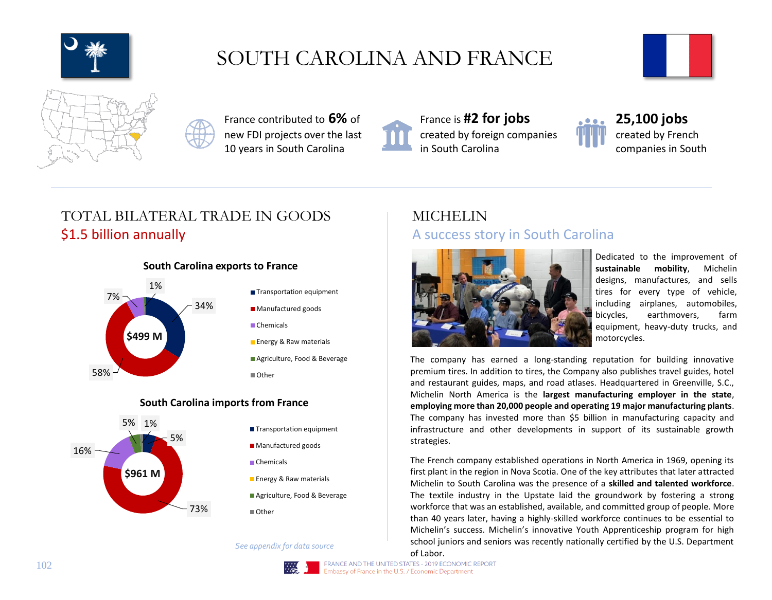# SOUTH CAROLINA AND FRANCE

France contributed to **6%** of new FDI projects over the last 10 years in South Carolina

France is **#2 for jobs** created by foreign companies in South Carolina

**25,100 jobs** created by French companies in South

## TOTAL BILATERAL TRADE IN GOODS

$1.5 billion annually

**South Carolina exports to France**

$499 M

| Category | Share |
| --- | --- |
| Transportation equipment | 34% |
| Manufactured goods | 58% |
| Chemicals | 7% |
| Energy & Raw materials | |
| Agriculture, Food & Beverage | 1% |
| Other | |

**South Carolina imports from France**

$961 M

| Category | Share |
| --- | --- |
| Transportation equipment | 5% |
| Manufactured goods | 73% |
| Chemicals | 16% |
| Energy & Raw materials | |
| Agriculture, Food & Beverage | 5% |
| Other | 1% |

*See appendix for data source*

## MICHELIN

A success story in South Carolina

Dedicated to the improvement of **sustainable mobility**, Michelin designs, manufactures, and sells tires for every type of vehicle, including airplanes, automobiles, bicycles, earthmovers, farm equipment, heavy-duty trucks, and motorcycles.

The company has earned a long-standing reputation for building innovative premium tires. In addition to tires, the Company also publishes travel guides, hotel and restaurant guides, maps, and road atlases. Headquartered in Greenville, S.C., Michelin North America is the **largest manufacturing employer in the state**, **employing more than 20,000 people and operating 19 major manufacturing plants**. The company has invested more than $5 billion in manufacturing capacity and infrastructure and other developments in support of its sustainable growth strategies.

The French company established operations in North America in 1969, opening its first plant in the region in Nova Scotia. One of the key attributes that later attracted Michelin to South Carolina was the presence of a **skilled and talented workforce**. The textile industry in the Upstate laid the groundwork by fostering a strong workforce that was an established, available, and committed group of people. More than 40 years later, having a highly-skilled workforce continues to be essential to Michelin's success. Michelin's innovative Youth Apprenticeship program for high school juniors and seniors was recently nationally certified by the U.S. Department of Labor.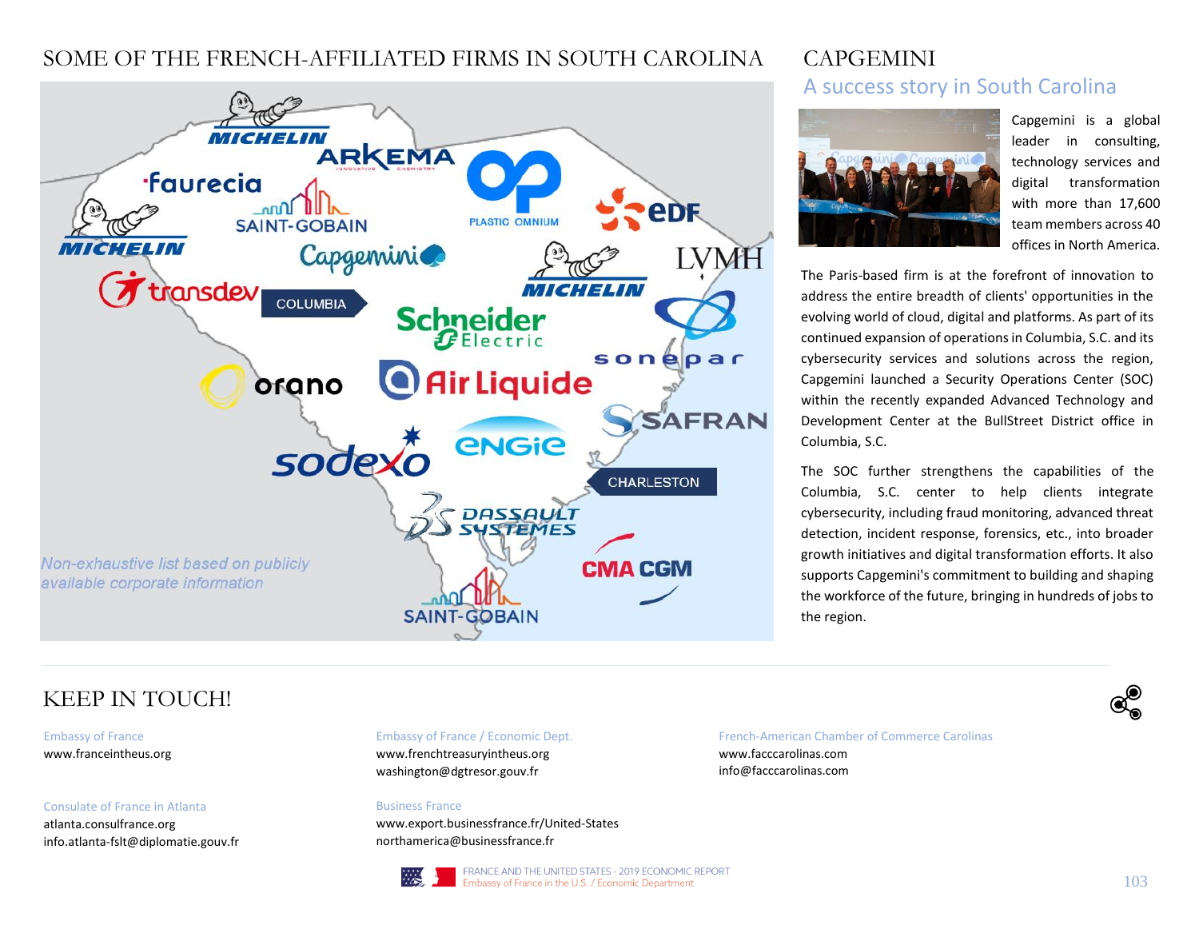## SOME OF THE FRENCH-AFFILIATED FIRMS IN SOUTH CAROLINA

MICHELIN
ARKEMA
faurecia
SAINT-GOBAIN
PLASTIC OMNIUM
EDF
MICHELIN
Capgemini
LVMH
transdev
COLUMBIA
MICHELIN
Schneider Electric
sonepar
orano
Air Liquide
SAFRAN
sodexo
ENGIE
CHARLESTON
DASSAULT SYSTEMES
CMA CGM
SAINT-GOBAIN

*Non-exhaustive list based on publicly available corporate information*

## CAPGEMINI

### A success story in South Carolina

Capgemini is a global leader in consulting, technology services and digital transformation with more than 17,600 team members across 40 offices in North America.

The Paris-based firm is at the forefront of innovation to address the entire breadth of clients' opportunities in the evolving world of cloud, digital and platforms. As part of its continued expansion of operations in Columbia, S.C. and its cybersecurity services and solutions across the region, Capgemini launched a Security Operations Center (SOC) within the recently expanded Advanced Technology and Development Center at the BullStreet District office in Columbia, S.C.

The SOC further strengthens the capabilities of the Columbia, S.C. center to help clients integrate cybersecurity, including fraud monitoring, advanced threat detection, incident response, forensics, etc., into broader growth initiatives and digital transformation efforts. It also supports Capgemini's commitment to building and shaping the workforce of the future, bringing in hundreds of jobs to the region.

## KEEP IN TOUCH!

Embassy of France
www.franceintheus.org

Consulate of France in Atlanta
atlanta.consulfrance.org
info.atlanta-fslt@diplomatie.gouv.fr

Embassy of France / Economic Dept.
www.frenchtreasuryintheus.org
washington@dgtresor.gouv.fr

Business France
www.export.businessfrance.fr/United-States
northamerica@businessfrance.fr

French-American Chamber of Commerce Carolinas
www.facccarolinas.com
info@facccarolinas.com